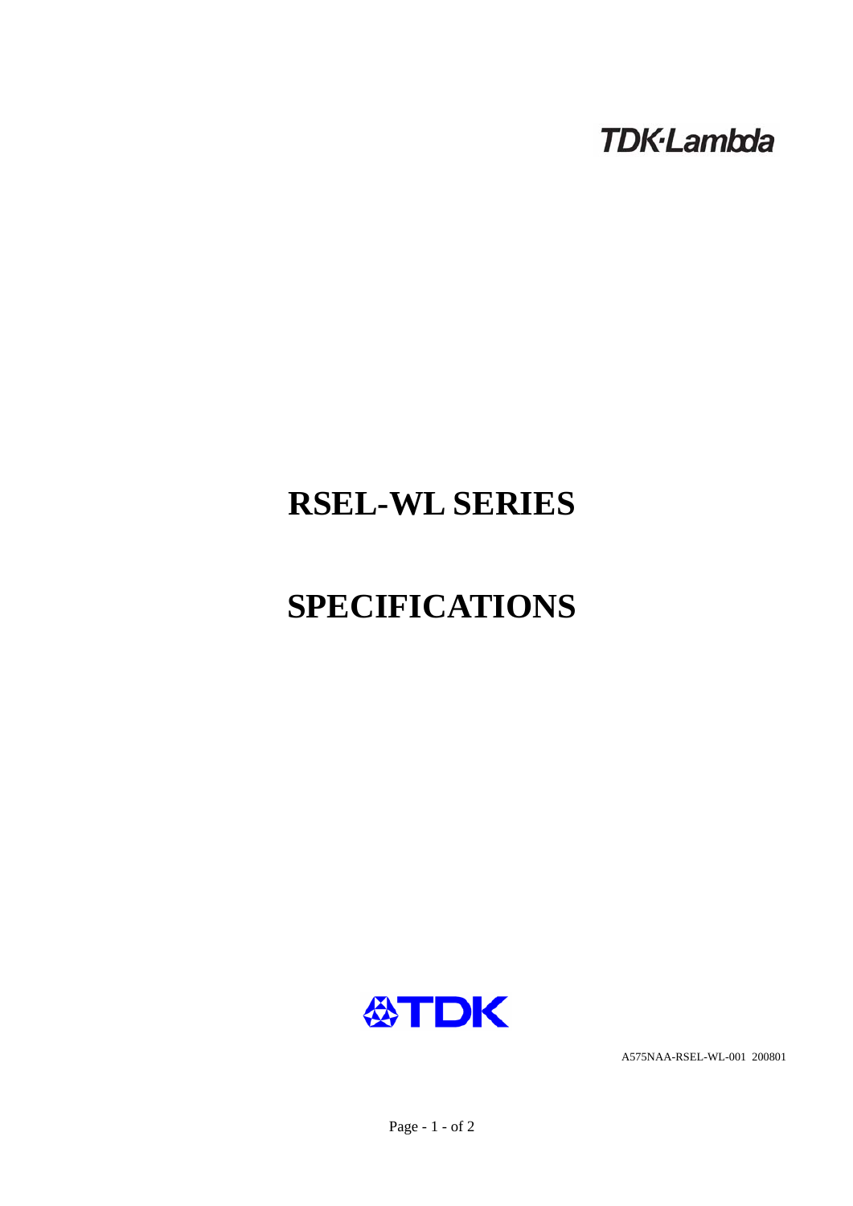TDK·Lambda

# RSEL-WL SERIES

# SPECIFICATIONS

TDK

A575NAA-RSEL-WL-001 200801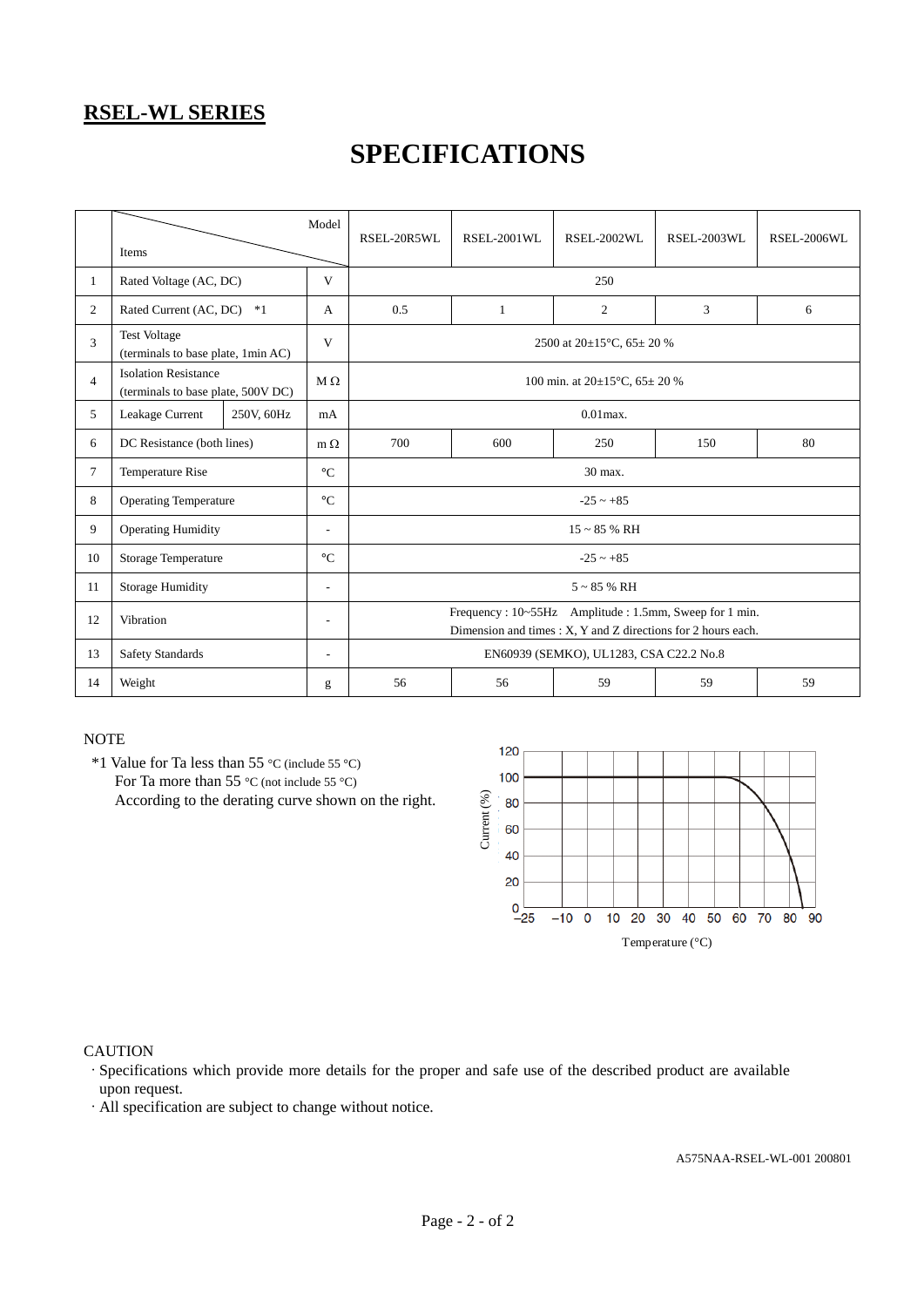## RSEL-WL SERIES

# SPECIFICATIONS

| | Items \ Model | | | RSEL-20R5WL | RSEL-2001WL | RSEL-2002WL | RSEL-2003WL | RSEL-2006WL |
|---|---|---|---|---|---|---|---|---|
| 1 | Rated Voltage (AC, DC) | | V | 250 | | | | |
| 2 | Rated Current (AC, DC) *1 | | A | 0.5 | 1 | 2 | 3 | 6 |
| 3 | Test Voltage (terminals to base plate, 1min AC) | | V | 2500 at 20±15°C, 65± 20 % | | | | |
| 4 | Isolation Resistance (terminals to base plate, 500V DC) | | M Ω | 100 min. at 20±15°C, 65± 20 % | | | | |
| 5 | Leakage Current | 250V, 60Hz | mA | 0.01max. | | | | |
| 6 | DC Resistance (both lines) | | m Ω | 700 | 600 | 250 | 150 | 80 |
| 7 | Temperature Rise | | °C | 30 max. | | | | |
| 8 | Operating Temperature | | °C | -25 ~ +85 | | | | |
| 9 | Operating Humidity | | - | 15 ~ 85 % RH | | | | |
| 10 | Storage Temperature | | °C | -25 ~ +85 | | | | |
| 11 | Storage Humidity | | - | 5 ~ 85 % RH | | | | |
| 12 | Vibration | | - | Frequency : 10~55Hz Amplitude : 1.5mm, Sweep for 1 min. Dimension and times : X, Y and Z directions for 2 hours each. | | | | |
| 13 | Safety Standards | | - | EN60939 (SEMKO), UL1283, CSA C22.2 No.8 | | | | |
| 14 | Weight | | g | 56 | 56 | 59 | 59 | 59 |

NOTE

*1 Value for Ta less than 55 °C (include 55 °C)
For Ta more than 55 °C (not include 55 °C)
According to the derating curve shown on the right.

Current (%)
120
100
80
60
40
20
0
−25 −10 0 10 20 30 40 50 60 70 80 90
Temperature (°C)

CAUTION

- Specifications which provide more details for the proper and safe use of the described product are available upon request.
- All specification are subject to change without notice.

A575NAA-RSEL-WL-001 200801